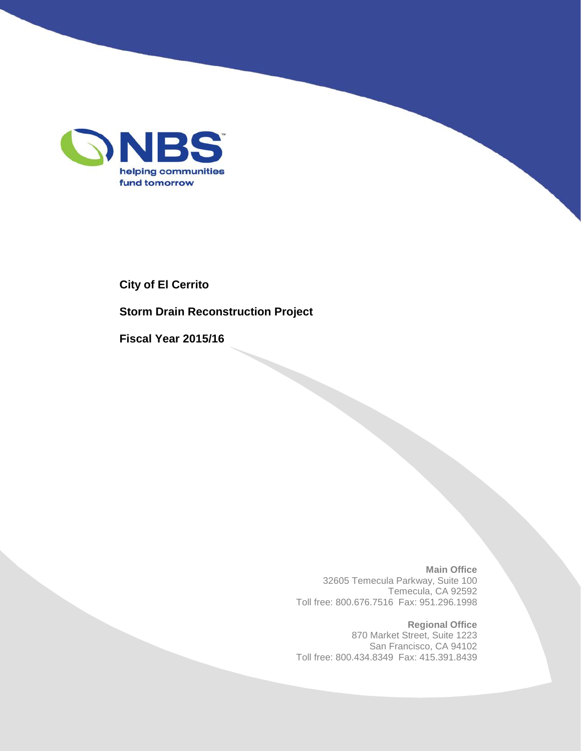NBS

helping communities fund tomorrow

**City of El Cerrito**

**Storm Drain Reconstruction Project**

**Fiscal Year 2015/16**

**Main Office**
32605 Temecula Parkway, Suite 100
Temecula, CA 92592
Toll free: 800.676.7516 Fax: 951.296.1998

**Regional Office**
870 Market Street, Suite 1223
San Francisco, CA 94102
Toll free: 800.434.8349 Fax: 415.391.8439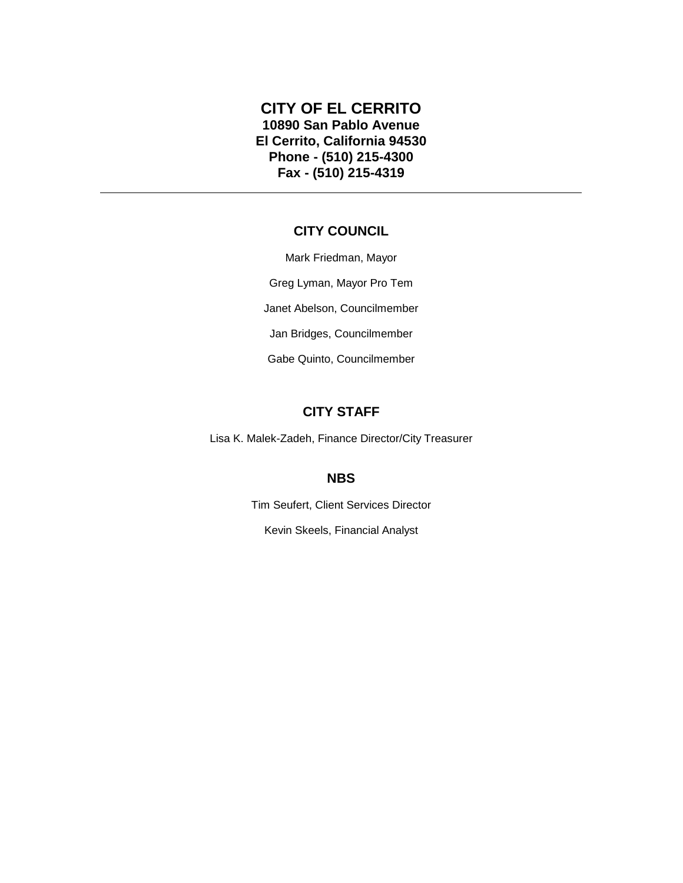# CITY OF EL CERRITO

**10890 San Pablo Avenue**
**El Cerrito, California 94530**
**Phone - (510) 215-4300**
**Fax - (510) 215-4319**

---

## CITY COUNCIL

Mark Friedman, Mayor

Greg Lyman, Mayor Pro Tem

Janet Abelson, Councilmember

Jan Bridges, Councilmember

Gabe Quinto, Councilmember

## CITY STAFF

Lisa K. Malek-Zadeh, Finance Director/City Treasurer

## NBS

Tim Seufert, Client Services Director

Kevin Skeels, Financial Analyst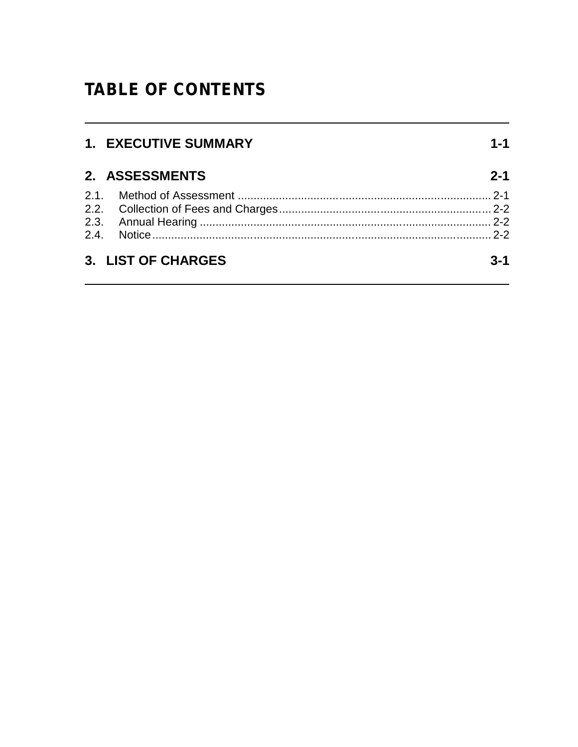# TABLE OF CONTENTS

| | | |
|---|---|---|
| **1.** | **EXECUTIVE SUMMARY** | **1-1** |
| **2.** | **ASSESSMENTS** | **2-1** |
| 2.1. | Method of Assessment | 2-1 |
| 2.2. | Collection of Fees and Charges | 2-2 |
| 2.3. | Annual Hearing | 2-2 |
| 2.4. | Notice | 2-2 |
| **3.** | **LIST OF CHARGES** | **3-1** |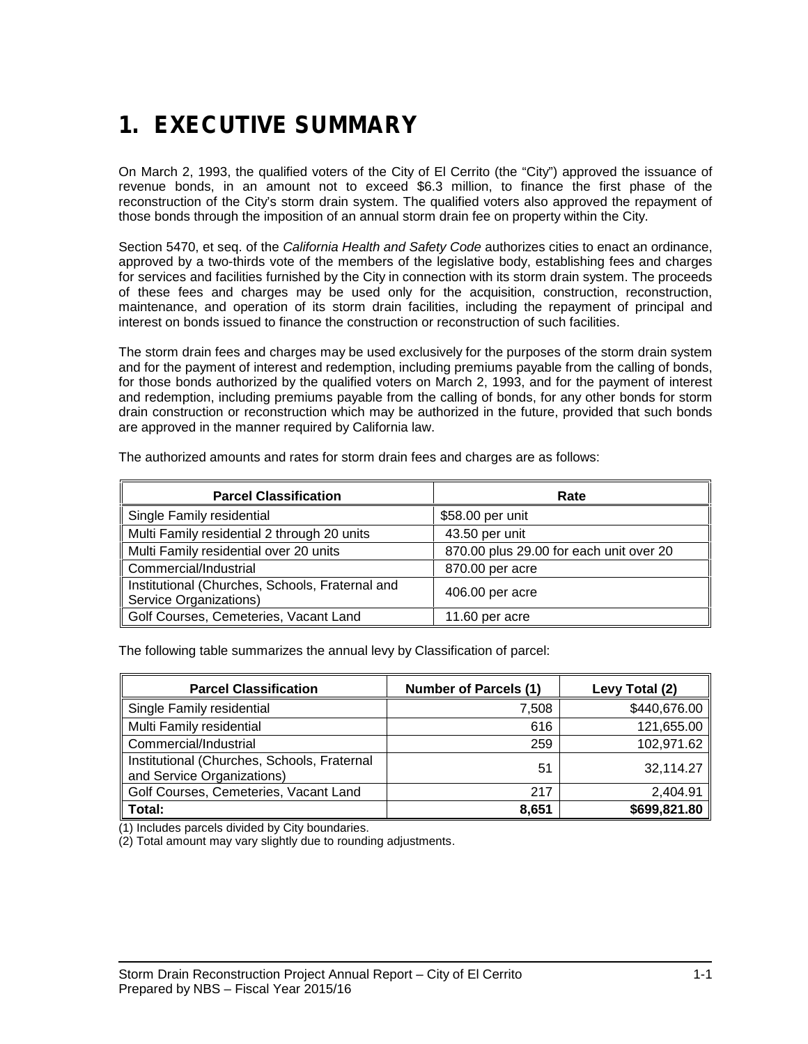# 1. EXECUTIVE SUMMARY

On March 2, 1993, the qualified voters of the City of El Cerrito (the "City") approved the issuance of revenue bonds, in an amount not to exceed $6.3 million, to finance the first phase of the reconstruction of the City's storm drain system. The qualified voters also approved the repayment of those bonds through the imposition of an annual storm drain fee on property within the City.

Section 5470, et seq. of the *California Health and Safety Code* authorizes cities to enact an ordinance, approved by a two-thirds vote of the members of the legislative body, establishing fees and charges for services and facilities furnished by the City in connection with its storm drain system. The proceeds of these fees and charges may be used only for the acquisition, construction, reconstruction, maintenance, and operation of its storm drain facilities, including the repayment of principal and interest on bonds issued to finance the construction or reconstruction of such facilities.

The storm drain fees and charges may be used exclusively for the purposes of the storm drain system and for the payment of interest and redemption, including premiums payable from the calling of bonds, for those bonds authorized by the qualified voters on March 2, 1993, and for the payment of interest and redemption, including premiums payable from the calling of bonds, for any other bonds for storm drain construction or reconstruction which may be authorized in the future, provided that such bonds are approved in the manner required by California law.

The authorized amounts and rates for storm drain fees and charges are as follows:

| Parcel Classification | Rate |
|---|---|
| Single Family residential | $58.00 per unit |
| Multi Family residential 2 through 20 units | 43.50 per unit |
| Multi Family residential over 20 units | 870.00 plus 29.00 for each unit over 20 |
| Commercial/Industrial | 870.00 per acre |
| Institutional (Churches, Schools, Fraternal and Service Organizations) | 406.00 per acre |
| Golf Courses, Cemeteries, Vacant Land | 11.60 per acre |

The following table summarizes the annual levy by Classification of parcel:

| Parcel Classification | Number of Parcels (1) | Levy Total (2) |
|---|---|---|
| Single Family residential | 7,508 | $440,676.00 |
| Multi Family residential | 616 | 121,655.00 |
| Commercial/Industrial | 259 | 102,971.62 |
| Institutional (Churches, Schools, Fraternal and Service Organizations) | 51 | 32,114.27 |
| Golf Courses, Cemeteries, Vacant Land | 217 | 2,404.91 |
| **Total:** | **8,651** | **$699,821.80** |

(1) Includes parcels divided by City boundaries.

(2) Total amount may vary slightly due to rounding adjustments.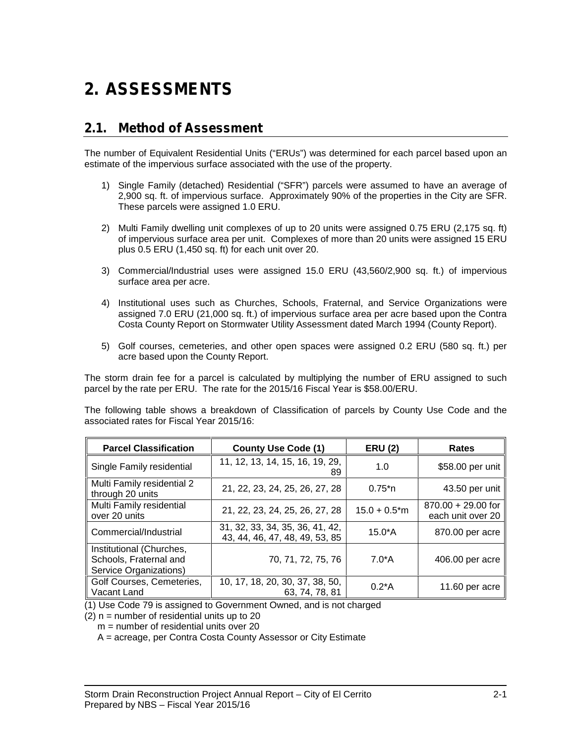# 2. ASSESSMENTS

## 2.1. Method of Assessment

The number of Equivalent Residential Units ("ERUs") was determined for each parcel based upon an estimate of the impervious surface associated with the use of the property.

1) Single Family (detached) Residential ("SFR") parcels were assumed to have an average of 2,900 sq. ft. of impervious surface. Approximately 90% of the properties in the City are SFR. These parcels were assigned 1.0 ERU.

2) Multi Family dwelling unit complexes of up to 20 units were assigned 0.75 ERU (2,175 sq. ft) of impervious surface area per unit. Complexes of more than 20 units were assigned 15 ERU plus 0.5 ERU (1,450 sq. ft) for each unit over 20.

3) Commercial/Industrial uses were assigned 15.0 ERU (43,560/2,900 sq. ft.) of impervious surface area per acre.

4) Institutional uses such as Churches, Schools, Fraternal, and Service Organizations were assigned 7.0 ERU (21,000 sq. ft.) of impervious surface area per acre based upon the Contra Costa County Report on Stormwater Utility Assessment dated March 1994 (County Report).

5) Golf courses, cemeteries, and other open spaces were assigned 0.2 ERU (580 sq. ft.) per acre based upon the County Report.

The storm drain fee for a parcel is calculated by multiplying the number of ERU assigned to such parcel by the rate per ERU. The rate for the 2015/16 Fiscal Year is $58.00/ERU.

The following table shows a breakdown of Classification of parcels by County Use Code and the associated rates for Fiscal Year 2015/16:

| Parcel Classification | County Use Code (1) | ERU (2) | Rates |
|---|---|---|---|
| Single Family residential | 11, 12, 13, 14, 15, 16, 19, 29, 89 | 1.0 | $58.00 per unit |
| Multi Family residential 2 through 20 units | 21, 22, 23, 24, 25, 26, 27, 28 | 0.75*n | 43.50 per unit |
| Multi Family residential over 20 units | 21, 22, 23, 24, 25, 26, 27, 28 | 15.0 + 0.5*m | 870.00 + 29.00 for each unit over 20 |
| Commercial/Industrial | 31, 32, 33, 34, 35, 36, 41, 42, 43, 44, 46, 47, 48, 49, 53, 85 | 15.0*A | 870.00 per acre |
| Institutional (Churches, Schools, Fraternal and Service Organizations) | 70, 71, 72, 75, 76 | 7.0*A | 406.00 per acre |
| Golf Courses, Cemeteries, Vacant Land | 10, 17, 18, 20, 30, 37, 38, 50, 63, 74, 78, 81 | 0.2*A | 11.60 per acre |

(1) Use Code 79 is assigned to Government Owned, and is not charged
(2) n = number of residential units up to 20
m = number of residential units over 20
A = acreage, per Contra Costa County Assessor or City Estimate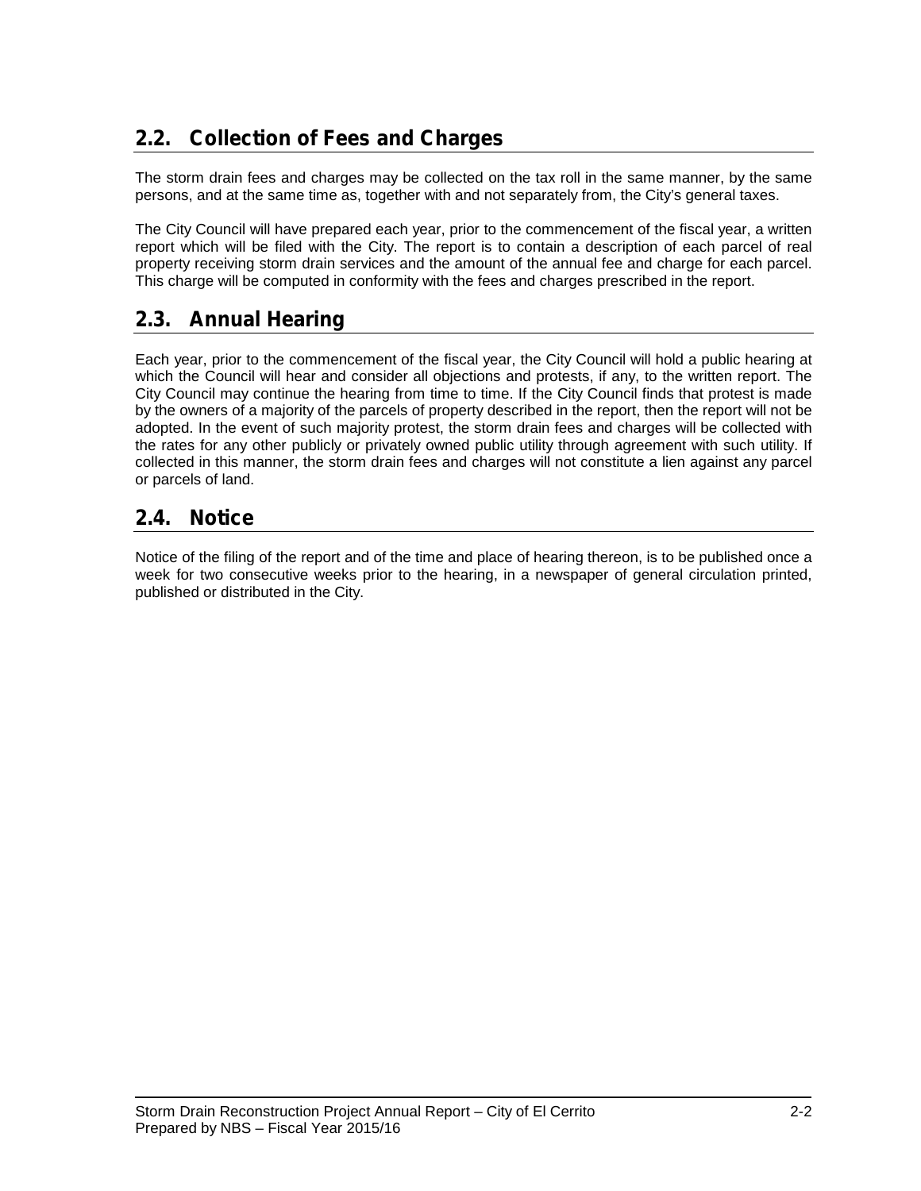## 2.2. Collection of Fees and Charges

The storm drain fees and charges may be collected on the tax roll in the same manner, by the same persons, and at the same time as, together with and not separately from, the City's general taxes.

The City Council will have prepared each year, prior to the commencement of the fiscal year, a written report which will be filed with the City. The report is to contain a description of each parcel of real property receiving storm drain services and the amount of the annual fee and charge for each parcel. This charge will be computed in conformity with the fees and charges prescribed in the report.

## 2.3. Annual Hearing

Each year, prior to the commencement of the fiscal year, the City Council will hold a public hearing at which the Council will hear and consider all objections and protests, if any, to the written report. The City Council may continue the hearing from time to time. If the City Council finds that protest is made by the owners of a majority of the parcels of property described in the report, then the report will not be adopted. In the event of such majority protest, the storm drain fees and charges will be collected with the rates for any other publicly or privately owned public utility through agreement with such utility. If collected in this manner, the storm drain fees and charges will not constitute a lien against any parcel or parcels of land.

## 2.4. Notice

Notice of the filing of the report and of the time and place of hearing thereon, is to be published once a week for two consecutive weeks prior to the hearing, in a newspaper of general circulation printed, published or distributed in the City.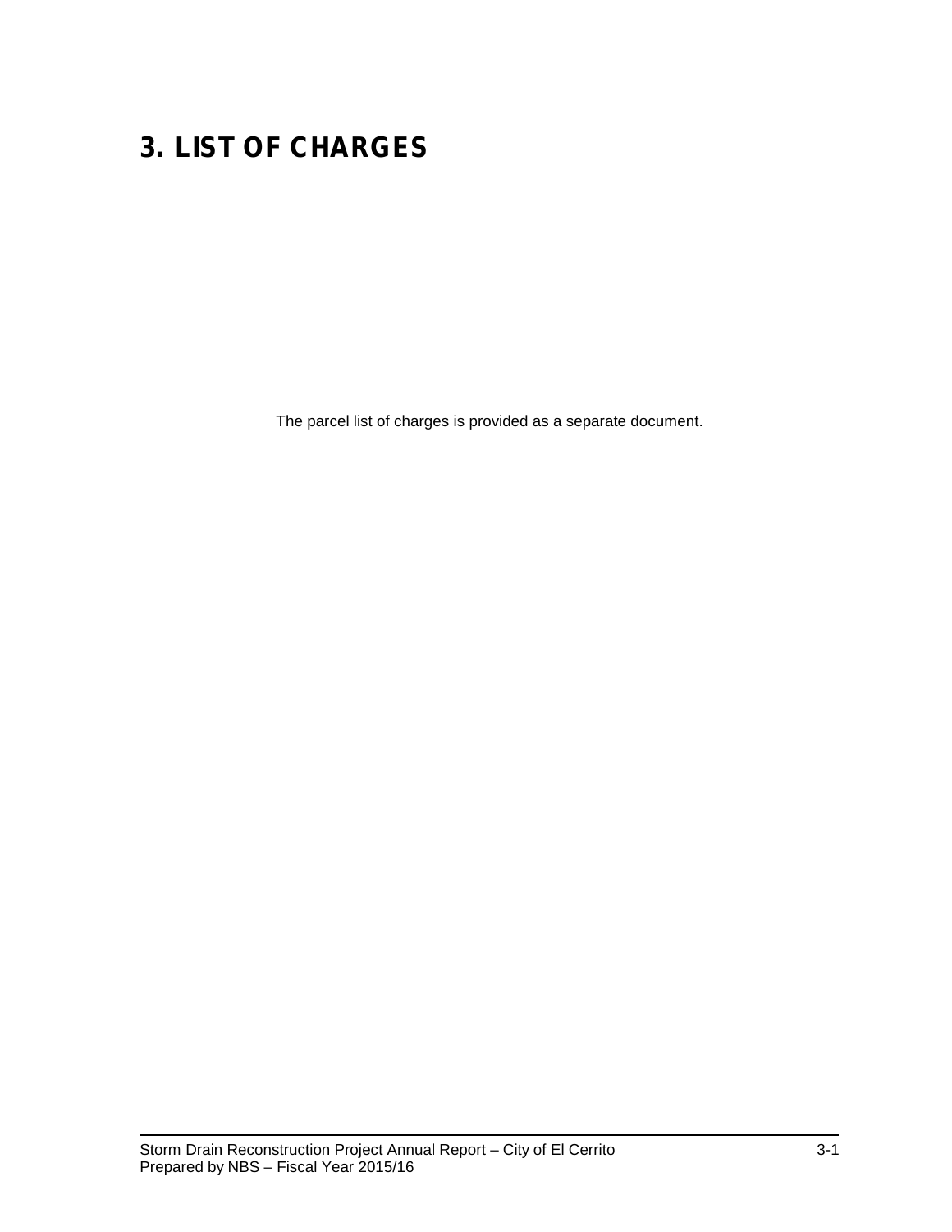# 3. LIST OF CHARGES

The parcel list of charges is provided as a separate document.